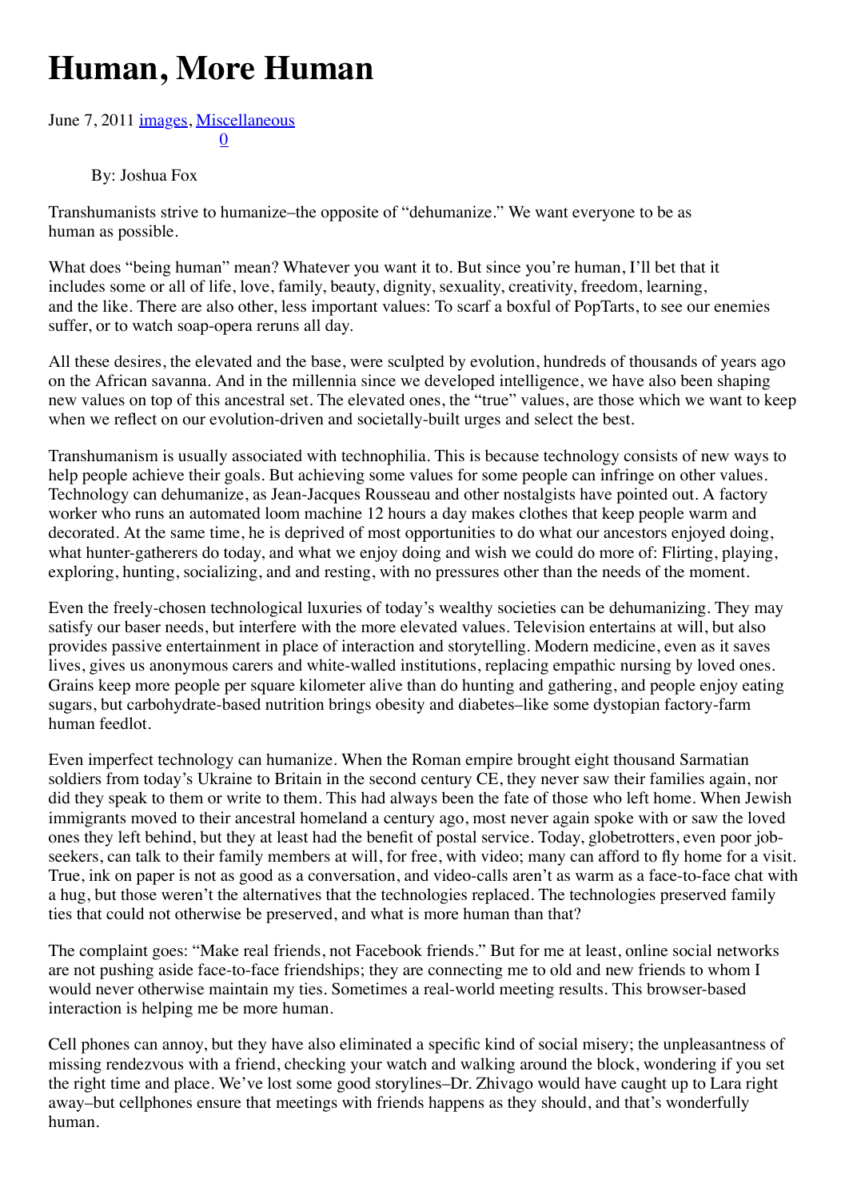# Human, More Human

June 7, 2011 images, Miscellaneous
0

By: Joshua Fox

Transhumanists strive to humanize–the opposite of "dehumanize." We want everyone to be as human as possible.

What does "being human" mean? Whatever you want it to. But since you're human, I'll bet that it includes some or all of life, love, family, beauty, dignity, sexuality, creativity, freedom, learning, and the like. There are also other, less important values: To scarf a boxful of PopTarts, to see our enemies suffer, or to watch soap-opera reruns all day.

All these desires, the elevated and the base, were sculpted by evolution, hundreds of thousands of years ago on the African savanna. And in the millennia since we developed intelligence, we have also been shaping new values on top of this ancestral set. The elevated ones, the "true" values, are those which we want to keep when we reflect on our evolution-driven and societally-built urges and select the best.

Transhumanism is usually associated with technophilia. This is because technology consists of new ways to help people achieve their goals. But achieving some values for some people can infringe on other values. Technology can dehumanize, as Jean-Jacques Rousseau and other nostalgists have pointed out. A factory worker who runs an automated loom machine 12 hours a day makes clothes that keep people warm and decorated. At the same time, he is deprived of most opportunities to do what our ancestors enjoyed doing, what hunter-gatherers do today, and what we enjoy doing and wish we could do more of: Flirting, playing, exploring, hunting, socializing, and and resting, with no pressures other than the needs of the moment.

Even the freely-chosen technological luxuries of today's wealthy societies can be dehumanizing. They may satisfy our baser needs, but interfere with the more elevated values. Television entertains at will, but also provides passive entertainment in place of interaction and storytelling. Modern medicine, even as it saves lives, gives us anonymous carers and white-walled institutions, replacing empathic nursing by loved ones. Grains keep more people per square kilometer alive than do hunting and gathering, and people enjoy eating sugars, but carbohydrate-based nutrition brings obesity and diabetes–like some dystopian factory-farm human feedlot.

Even imperfect technology can humanize. When the Roman empire brought eight thousand Sarmatian soldiers from today's Ukraine to Britain in the second century CE, they never saw their families again, nor did they speak to them or write to them. This had always been the fate of those who left home. When Jewish immigrants moved to their ancestral homeland a century ago, most never again spoke with or saw the loved ones they left behind, but they at least had the benefit of postal service. Today, globetrotters, even poor job-seekers, can talk to their family members at will, for free, with video; many can afford to fly home for a visit. True, ink on paper is not as good as a conversation, and video-calls aren't as warm as a face-to-face chat with a hug, but those weren't the alternatives that the technologies replaced. The technologies preserved family ties that could not otherwise be preserved, and what is more human than that?

The complaint goes: "Make real friends, not Facebook friends." But for me at least, online social networks are not pushing aside face-to-face friendships; they are connecting me to old and new friends to whom I would never otherwise maintain my ties. Sometimes a real-world meeting results. This browser-based interaction is helping me be more human.

Cell phones can annoy, but they have also eliminated a specific kind of social misery; the unpleasantness of missing rendezvous with a friend, checking your watch and walking around the block, wondering if you set the right time and place. We've lost some good storylines–Dr. Zhivago would have caught up to Lara right away–but cellphones ensure that meetings with friends happens as they should, and that's wonderfully human.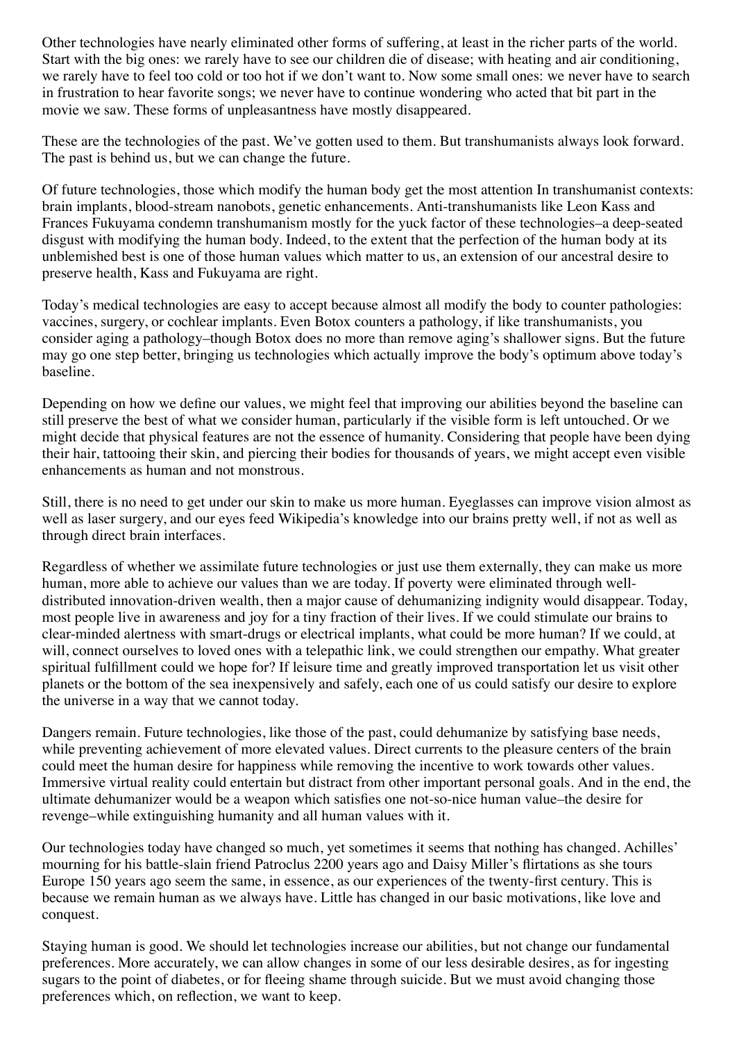Other technologies have nearly eliminated other forms of suffering, at least in the richer parts of the world. Start with the big ones: we rarely have to see our children die of disease; with heating and air conditioning, we rarely have to feel too cold or too hot if we don't want to. Now some small ones: we never have to search in frustration to hear favorite songs; we never have to continue wondering who acted that bit part in the movie we saw. These forms of unpleasantness have mostly disappeared.

These are the technologies of the past. We've gotten used to them. But transhumanists always look forward. The past is behind us, but we can change the future.

Of future technologies, those which modify the human body get the most attention In transhumanist contexts: brain implants, blood-stream nanobots, genetic enhancements. Anti-transhumanists like Leon Kass and Frances Fukuyama condemn transhumanism mostly for the yuck factor of these technologies–a deep-seated disgust with modifying the human body. Indeed, to the extent that the perfection of the human body at its unblemished best is one of those human values which matter to us, an extension of our ancestral desire to preserve health, Kass and Fukuyama are right.

Today's medical technologies are easy to accept because almost all modify the body to counter pathologies: vaccines, surgery, or cochlear implants. Even Botox counters a pathology, if like transhumanists, you consider aging a pathology–though Botox does no more than remove aging's shallower signs. But the future may go one step better, bringing us technologies which actually improve the body's optimum above today's baseline.

Depending on how we define our values, we might feel that improving our abilities beyond the baseline can still preserve the best of what we consider human, particularly if the visible form is left untouched. Or we might decide that physical features are not the essence of humanity. Considering that people have been dying their hair, tattooing their skin, and piercing their bodies for thousands of years, we might accept even visible enhancements as human and not monstrous.

Still, there is no need to get under our skin to make us more human. Eyeglasses can improve vision almost as well as laser surgery, and our eyes feed Wikipedia's knowledge into our brains pretty well, if not as well as through direct brain interfaces.

Regardless of whether we assimilate future technologies or just use them externally, they can make us more human, more able to achieve our values than we are today. If poverty were eliminated through well-distributed innovation-driven wealth, then a major cause of dehumanizing indignity would disappear. Today, most people live in awareness and joy for a tiny fraction of their lives. If we could stimulate our brains to clear-minded alertness with smart-drugs or electrical implants, what could be more human? If we could, at will, connect ourselves to loved ones with a telepathic link, we could strengthen our empathy. What greater spiritual fulfillment could we hope for? If leisure time and greatly improved transportation let us visit other planets or the bottom of the sea inexpensively and safely, each one of us could satisfy our desire to explore the universe in a way that we cannot today.

Dangers remain. Future technologies, like those of the past, could dehumanize by satisfying base needs, while preventing achievement of more elevated values. Direct currents to the pleasure centers of the brain could meet the human desire for happiness while removing the incentive to work towards other values. Immersive virtual reality could entertain but distract from other important personal goals. And in the end, the ultimate dehumanizer would be a weapon which satisfies one not-so-nice human value–the desire for revenge–while extinguishing humanity and all human values with it.

Our technologies today have changed so much, yet sometimes it seems that nothing has changed. Achilles' mourning for his battle-slain friend Patroclus 2200 years ago and Daisy Miller's flirtations as she tours Europe 150 years ago seem the same, in essence, as our experiences of the twenty-first century. This is because we remain human as we always have. Little has changed in our basic motivations, like love and conquest.

Staying human is good. We should let technologies increase our abilities, but not change our fundamental preferences. More accurately, we can allow changes in some of our less desirable desires, as for ingesting sugars to the point of diabetes, or for fleeing shame through suicide. But we must avoid changing those preferences which, on reflection, we want to keep.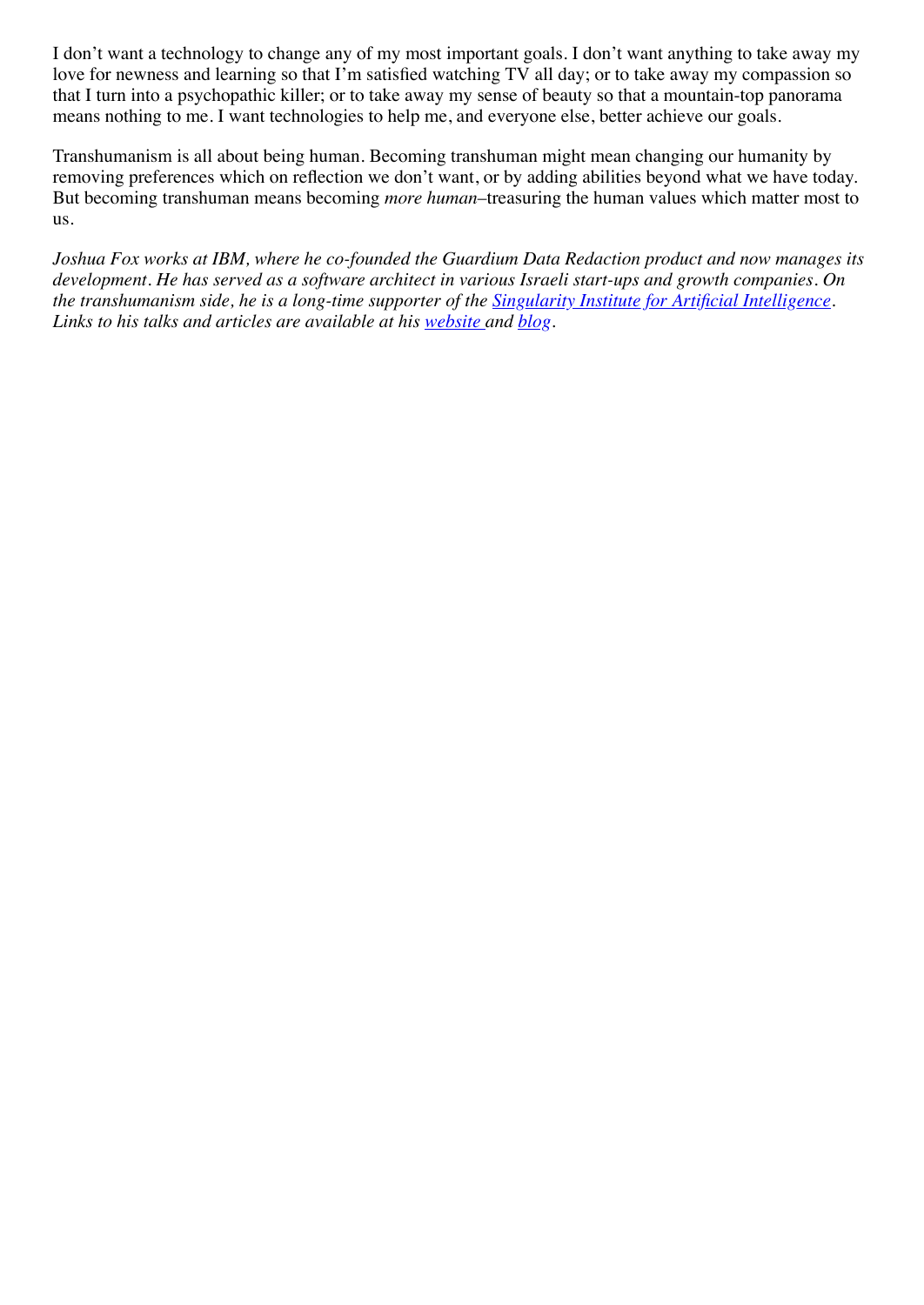I don't want a technology to change any of my most important goals. I don't want anything to take away my love for newness and learning so that I'm satisfied watching TV all day; or to take away my compassion so that I turn into a psychopathic killer; or to take away my sense of beauty so that a mountain-top panorama means nothing to me. I want technologies to help me, and everyone else, better achieve our goals.

Transhumanism is all about being human. Becoming transhuman might mean changing our humanity by removing preferences which on reflection we don't want, or by adding abilities beyond what we have today. But becoming transhuman means becoming *more human*–treasuring the human values which matter most to us.

*Joshua Fox works at IBM, where he co-founded the Guardium Data Redaction product and now manages its development. He has served as a software architect in various Israeli start-ups and growth companies. On the transhumanism side, he is a long-time supporter of the Singularity Institute for Artificial Intelligence. Links to his talks and articles are available at his website and blog.*